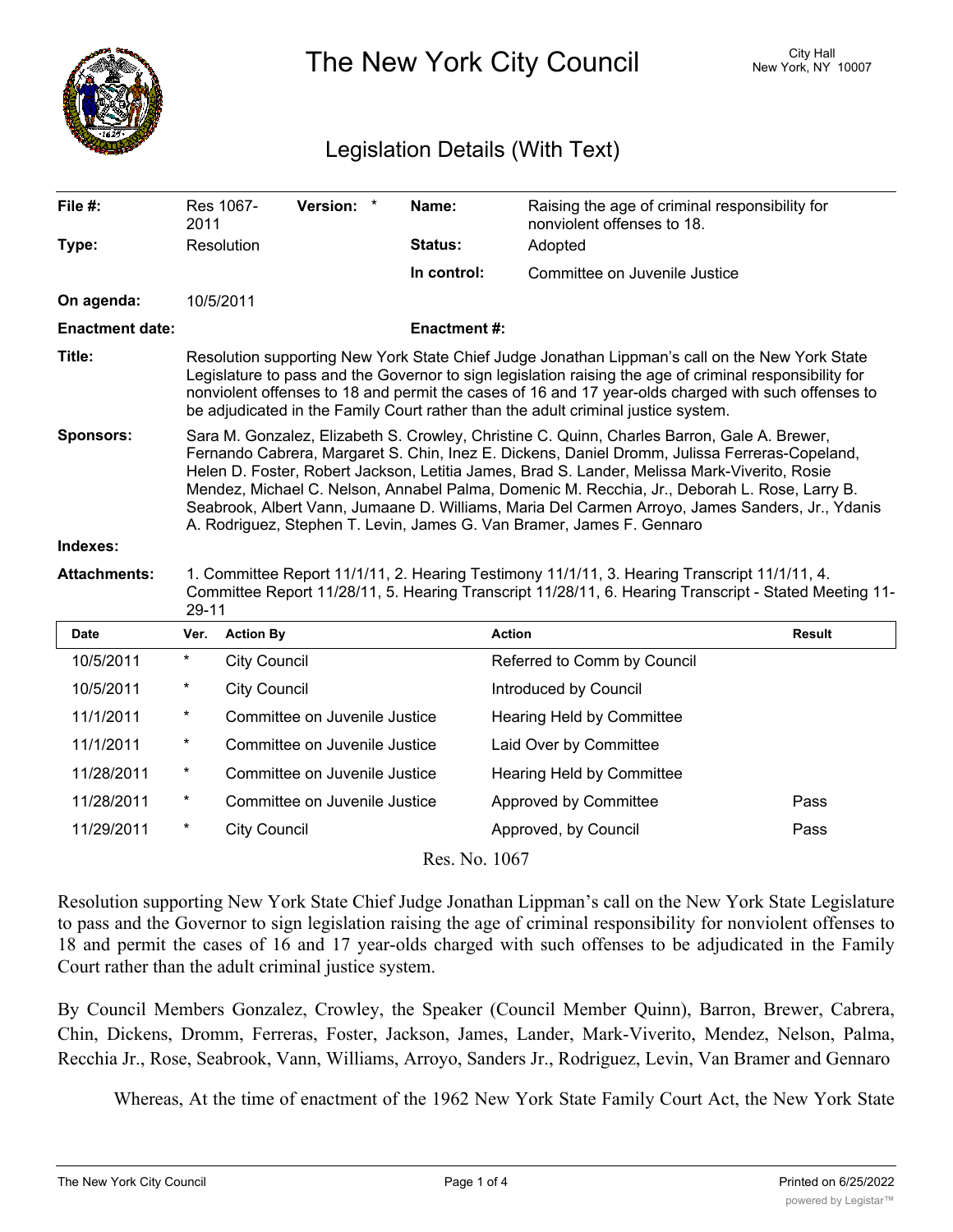# The New York City Council

City Hall
New York, NY 10007

## Legislation Details (With Text)

| | | | |
|---|---|---|---|
| **File #:** | Res 1067-2011 **Version:** * | **Name:** | Raising the age of criminal responsibility for nonviolent offenses to 18. |
| **Type:** | Resolution | **Status:** | Adopted |
| | | **In control:** | Committee on Juvenile Justice |
| **On agenda:** | 10/5/2011 | | |
| **Enactment date:** | | **Enactment #:** | |

**Title:** Resolution supporting New York State Chief Judge Jonathan Lippman's call on the New York State Legislature to pass and the Governor to sign legislation raising the age of criminal responsibility for nonviolent offenses to 18 and permit the cases of 16 and 17 year-olds charged with such offenses to be adjudicated in the Family Court rather than the adult criminal justice system.

**Sponsors:** Sara M. Gonzalez, Elizabeth S. Crowley, Christine C. Quinn, Charles Barron, Gale A. Brewer, Fernando Cabrera, Margaret S. Chin, Inez E. Dickens, Daniel Dromm, Julissa Ferreras-Copeland, Helen D. Foster, Robert Jackson, Letitia James, Brad S. Lander, Melissa Mark-Viverito, Rosie Mendez, Michael C. Nelson, Annabel Palma, Domenic M. Recchia, Jr., Deborah L. Rose, Larry B. Seabrook, Albert Vann, Jumaane D. Williams, Maria Del Carmen Arroyo, James Sanders, Jr., Ydanis A. Rodriguez, Stephen T. Levin, James G. Van Bramer, James F. Gennaro

**Indexes:**

**Attachments:** 1. Committee Report 11/1/11, 2. Hearing Testimony 11/1/11, 3. Hearing Transcript 11/1/11, 4. Committee Report 11/28/11, 5. Hearing Transcript 11/28/11, 6. Hearing Transcript - Stated Meeting 11-29-11

| Date | Ver. | Action By | Action | Result |
|---|---|---|---|---|
| 10/5/2011 | * | City Council | Referred to Comm by Council | |
| 10/5/2011 | * | City Council | Introduced by Council | |
| 11/1/2011 | * | Committee on Juvenile Justice | Hearing Held by Committee | |
| 11/1/2011 | * | Committee on Juvenile Justice | Laid Over by Committee | |
| 11/28/2011 | * | Committee on Juvenile Justice | Hearing Held by Committee | |
| 11/28/2011 | * | Committee on Juvenile Justice | Approved by Committee | Pass |
| 11/29/2011 | * | City Council | Approved, by Council | Pass |

Res. No. 1067

Resolution supporting New York State Chief Judge Jonathan Lippman's call on the New York State Legislature to pass and the Governor to sign legislation raising the age of criminal responsibility for nonviolent offenses to 18 and permit the cases of 16 and 17 year-olds charged with such offenses to be adjudicated in the Family Court rather than the adult criminal justice system.

By Council Members Gonzalez, Crowley, the Speaker (Council Member Quinn), Barron, Brewer, Cabrera, Chin, Dickens, Dromm, Ferreras, Foster, Jackson, James, Lander, Mark-Viverito, Mendez, Nelson, Palma, Recchia Jr., Rose, Seabrook, Vann, Williams, Arroyo, Sanders Jr., Rodriguez, Levin, Van Bramer and Gennaro

Whereas, At the time of enactment of the 1962 New York State Family Court Act, the New York State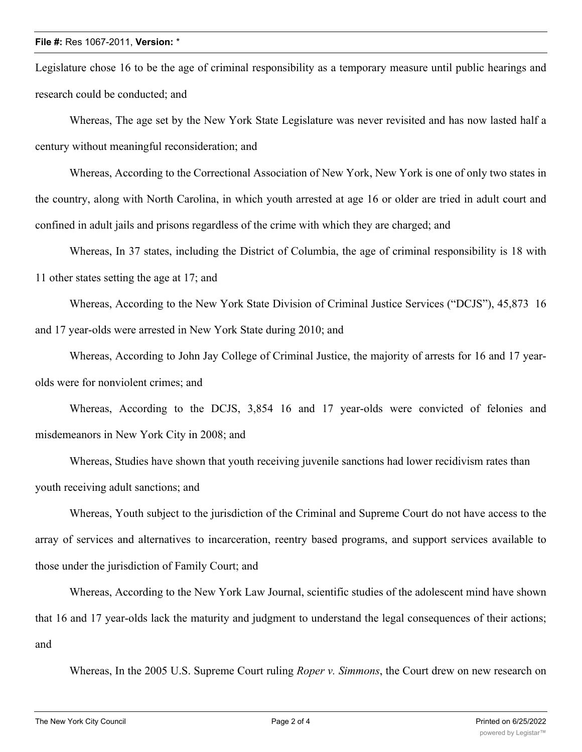Legislature chose 16 to be the age of criminal responsibility as a temporary measure until public hearings and research could be conducted; and

Whereas, The age set by the New York State Legislature was never revisited and has now lasted half a century without meaningful reconsideration; and

Whereas, According to the Correctional Association of New York, New York is one of only two states in the country, along with North Carolina, in which youth arrested at age 16 or older are tried in adult court and confined in adult jails and prisons regardless of the crime with which they are charged; and

Whereas, In 37 states, including the District of Columbia, the age of criminal responsibility is 18 with 11 other states setting the age at 17; and

Whereas, According to the New York State Division of Criminal Justice Services ("DCJS"), 45,873 16 and 17 year-olds were arrested in New York State during 2010; and

Whereas, According to John Jay College of Criminal Justice, the majority of arrests for 16 and 17 year-olds were for nonviolent crimes; and

Whereas, According to the DCJS, 3,854 16 and 17 year-olds were convicted of felonies and misdemeanors in New York City in 2008; and

Whereas, Studies have shown that youth receiving juvenile sanctions had lower recidivism rates than youth receiving adult sanctions; and

Whereas, Youth subject to the jurisdiction of the Criminal and Supreme Court do not have access to the array of services and alternatives to incarceration, reentry based programs, and support services available to those under the jurisdiction of Family Court; and

Whereas, According to the New York Law Journal, scientific studies of the adolescent mind have shown that 16 and 17 year-olds lack the maturity and judgment to understand the legal consequences of their actions; and

Whereas, In the 2005 U.S. Supreme Court ruling *Roper v. Simmons*, the Court drew on new research on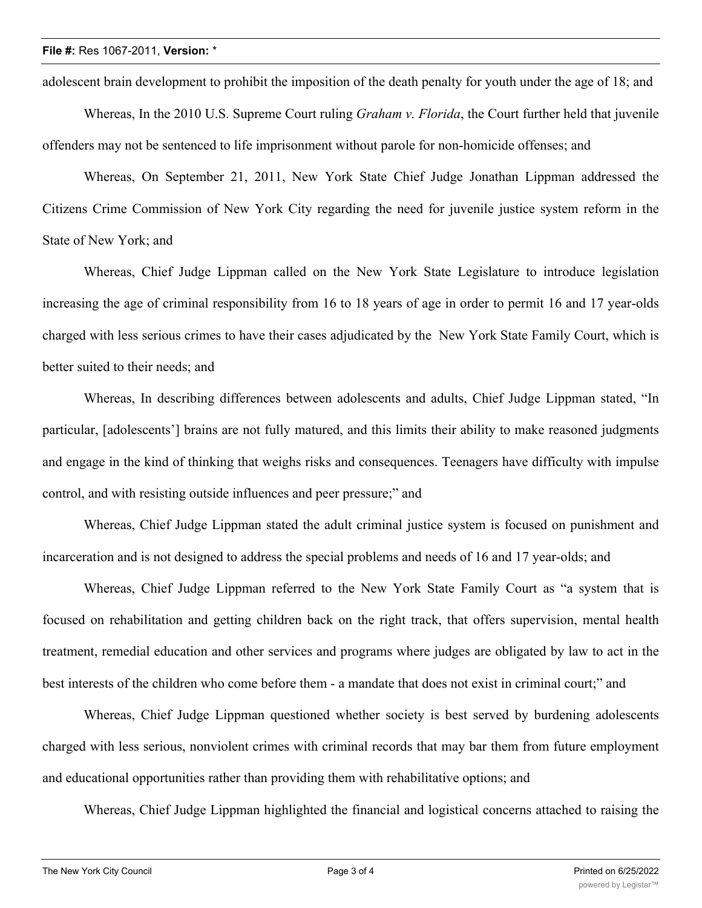adolescent brain development to prohibit the imposition of the death penalty for youth under the age of 18; and

Whereas, In the 2010 U.S. Supreme Court ruling *Graham v. Florida*, the Court further held that juvenile offenders may not be sentenced to life imprisonment without parole for non-homicide offenses; and

Whereas, On September 21, 2011, New York State Chief Judge Jonathan Lippman addressed the Citizens Crime Commission of New York City regarding the need for juvenile justice system reform in the State of New York; and

Whereas, Chief Judge Lippman called on the New York State Legislature to introduce legislation increasing the age of criminal responsibility from 16 to 18 years of age in order to permit 16 and 17 year-olds charged with less serious crimes to have their cases adjudicated by the New York State Family Court, which is better suited to their needs; and

Whereas, In describing differences between adolescents and adults, Chief Judge Lippman stated, "In particular, [adolescents'] brains are not fully matured, and this limits their ability to make reasoned judgments and engage in the kind of thinking that weighs risks and consequences. Teenagers have difficulty with impulse control, and with resisting outside influences and peer pressure;" and

Whereas, Chief Judge Lippman stated the adult criminal justice system is focused on punishment and incarceration and is not designed to address the special problems and needs of 16 and 17 year-olds; and

Whereas, Chief Judge Lippman referred to the New York State Family Court as "a system that is focused on rehabilitation and getting children back on the right track, that offers supervision, mental health treatment, remedial education and other services and programs where judges are obligated by law to act in the best interests of the children who come before them - a mandate that does not exist in criminal court;" and

Whereas, Chief Judge Lippman questioned whether society is best served by burdening adolescents charged with less serious, nonviolent crimes with criminal records that may bar them from future employment and educational opportunities rather than providing them with rehabilitative options; and

Whereas, Chief Judge Lippman highlighted the financial and logistical concerns attached to raising the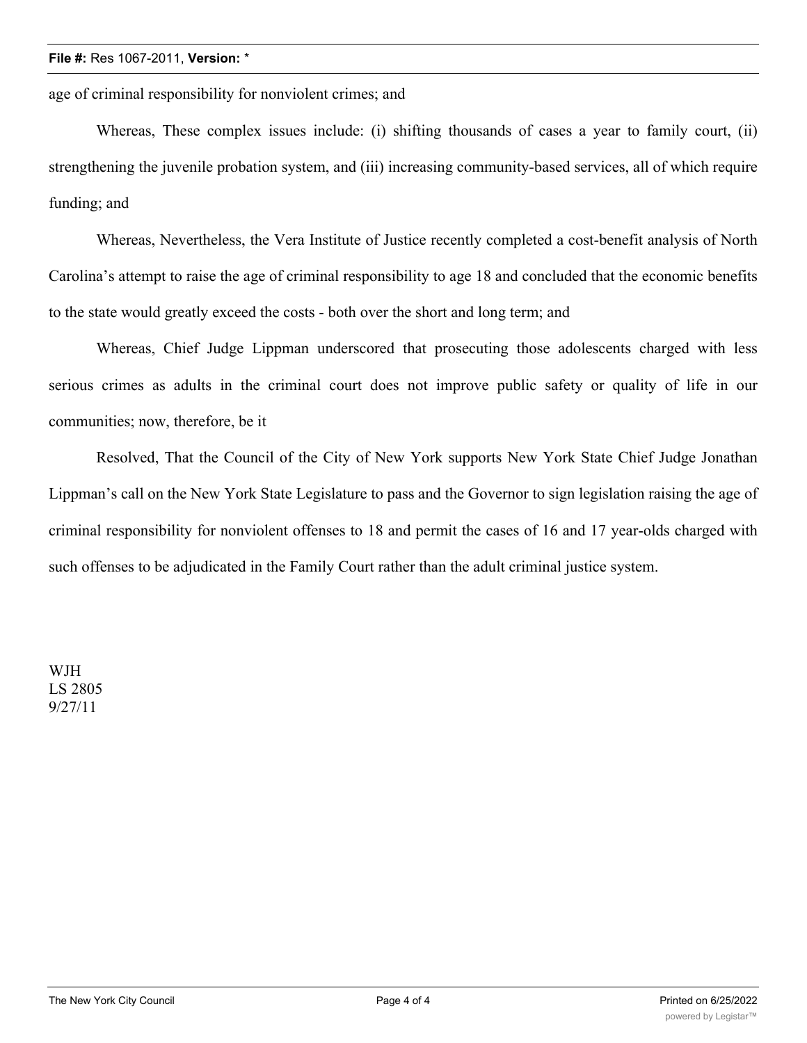age of criminal responsibility for nonviolent crimes; and

Whereas, These complex issues include: (i) shifting thousands of cases a year to family court, (ii) strengthening the juvenile probation system, and (iii) increasing community-based services, all of which require funding; and

Whereas, Nevertheless, the Vera Institute of Justice recently completed a cost-benefit analysis of North Carolina's attempt to raise the age of criminal responsibility to age 18 and concluded that the economic benefits to the state would greatly exceed the costs - both over the short and long term; and

Whereas, Chief Judge Lippman underscored that prosecuting those adolescents charged with less serious crimes as adults in the criminal court does not improve public safety or quality of life in our communities; now, therefore, be it

Resolved, That the Council of the City of New York supports New York State Chief Judge Jonathan Lippman's call on the New York State Legislature to pass and the Governor to sign legislation raising the age of criminal responsibility for nonviolent offenses to 18 and permit the cases of 16 and 17 year-olds charged with such offenses to be adjudicated in the Family Court rather than the adult criminal justice system.

WJH
LS 2805
9/27/11